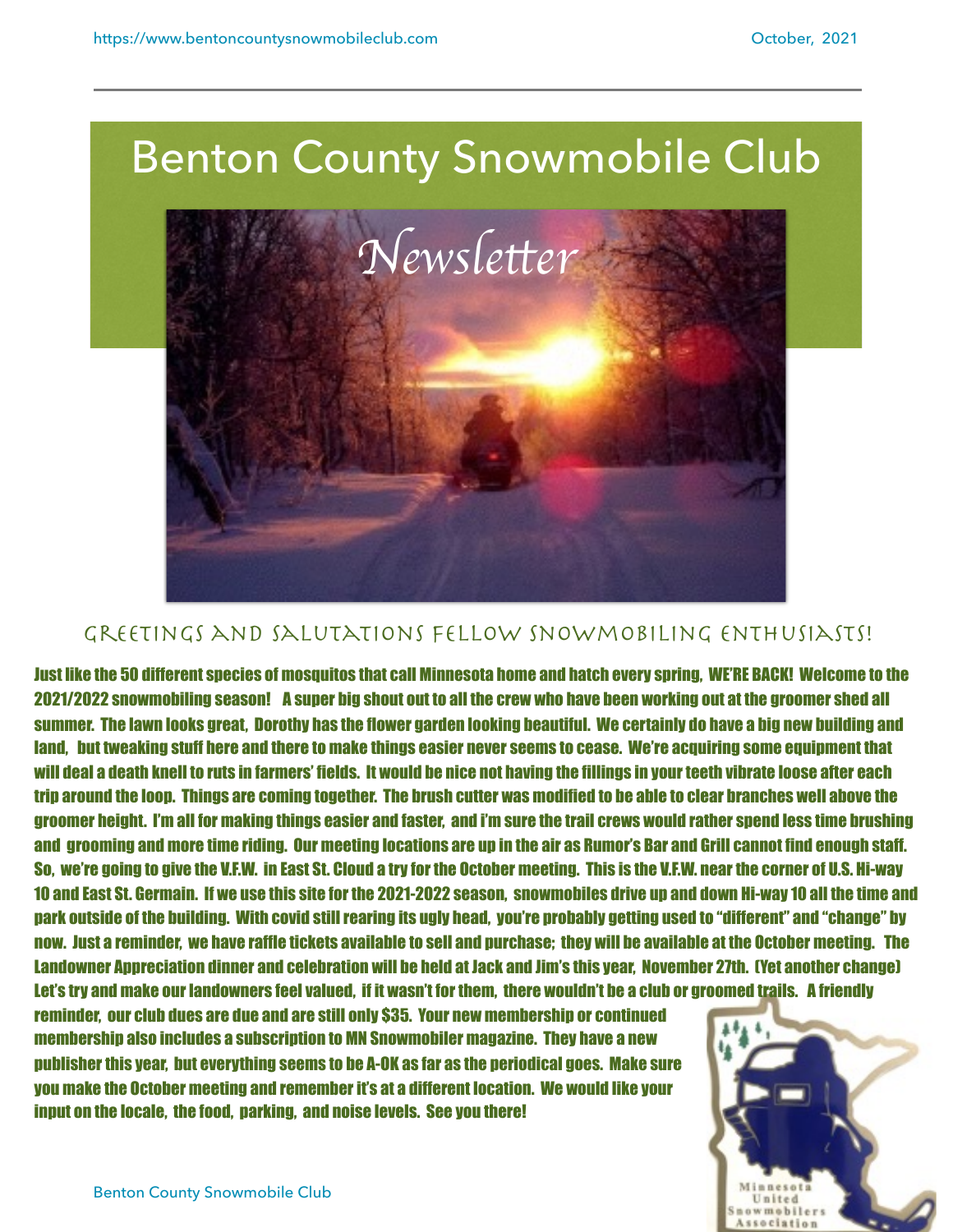# Benton County Snowmobile Club

*Newsletter*

## Greetings and Salutations Fellow Snowmobiling Enthusiasts!

**Just like the 50 different species of mosquitos that call Minnesota home and hatch every spring, WE'RE BACK! Welcome to the 2021/2022 snowmobiling season! A super big shout out to all the crew who have been working out at the groomer shed all summer. The lawn looks great, Dorothy has the flower garden looking beautiful. We certainly do have a big new building and land, but tweaking stuff here and there to make things easier never seems to cease. We're acquiring some equipment that will deal a death knell to ruts in farmers' fields. It would be nice not having the fillings in your teeth vibrate loose after each trip around the loop. Things are coming together. The brush cutter was modified to be able to clear branches well above the groomer height. I'm all for making things easier and faster, and i'm sure the trail crews would rather spend less time brushing and grooming and more time riding. Our meeting locations are up in the air as Rumor's Bar and Grill cannot find enough staff. So, we're going to give the V.F.W. in East St. Cloud a try for the October meeting. This is the V.F.W. near the corner of U.S. Hi-way 10 and East St. Germain. If we use this site for the 2021-2022 season, snowmobiles drive up and down Hi-way 10 all the time and park outside of the building. With covid still rearing its ugly head, you're probably getting used to "different" and "change" by now. Just a reminder, we have raffle tickets available to sell and purchase; they will be available at the October meeting. The Landowner Appreciation dinner and celebration will be held at Jack and Jim's this year, November 27th. (Yet another change) Let's try and make our landowners feel valued, if it wasn't for them, there wouldn't be a club or groomed trails. A friendly reminder, our club dues are due and are still only $35. Your new membership or continued membership also includes a subscription to MN Snowmobiler magazine. They have a new publisher this year, but everything seems to be A-OK as far as the periodical goes. Make sure you make the October meeting and remember it's at a different location. We would like your input on the locale, the food, parking, and noise levels. See you there!**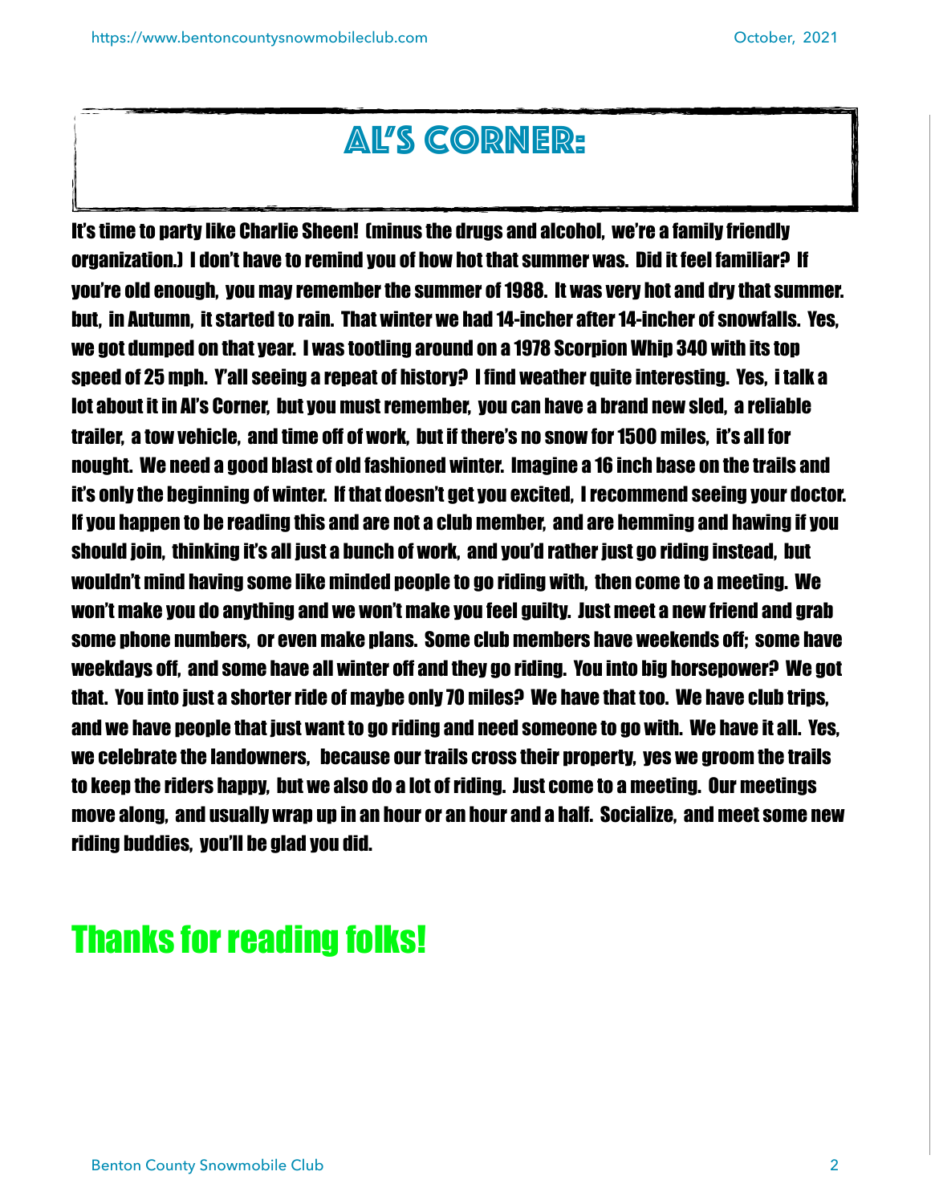# Al's Corner:

It's time to party like Charlie Sheen! (minus the drugs and alcohol, we're a family friendly organization.) I don't have to remind you of how hot that summer was. Did it feel familiar? If you're old enough, you may remember the summer of 1988. It was very hot and dry that summer. but, in Autumn, it started to rain. That winter we had 14-incher after 14-incher of snowfalls. Yes, we got dumped on that year. I was tootling around on a 1978 Scorpion Whip 340 with its top speed of 25 mph. Y'all seeing a repeat of history? I find weather quite interesting. Yes, i talk a lot about it in Al's Corner, but you must remember, you can have a brand new sled, a reliable trailer, a tow vehicle, and time off of work, but if there's no snow for 1500 miles, it's all for nought. We need a good blast of old fashioned winter. Imagine a 16 inch base on the trails and it's only the beginning of winter. If that doesn't get you excited, I recommend seeing your doctor. If you happen to be reading this and are not a club member, and are hemming and hawing if you should join, thinking it's all just a bunch of work, and you'd rather just go riding instead, but wouldn't mind having some like minded people to go riding with, then come to a meeting. We won't make you do anything and we won't make you feel guilty. Just meet a new friend and grab some phone numbers, or even make plans. Some club members have weekends off; some have weekdays off, and some have all winter off and they go riding. You into big horsepower? We got that. You into just a shorter ride of maybe only 70 miles? We have that too. We have club trips, and we have people that just want to go riding and need someone to go with. We have it all. Yes, we celebrate the landowners, because our trails cross their property, yes we groom the trails to keep the riders happy, but we also do a lot of riding. Just come to a meeting. Our meetings move along, and usually wrap up in an hour or an hour and a half. Socialize, and meet some new riding buddies, you'll be glad you did.

# Thanks for reading folks!